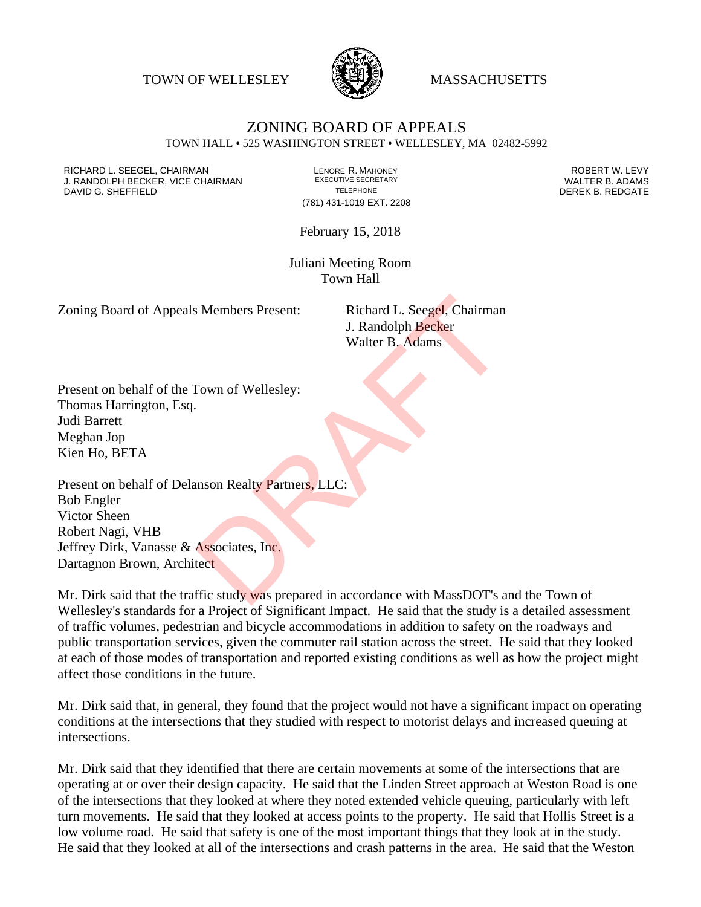TOWN OF WELLESLEY MASSACHUSETTS

# ZONING BOARD OF APPEALS

TOWN HALL • 525 WASHINGTON STREET • WELLESLEY, MA 02482-5992

RICHARD L. SEEGEL, CHAIRMAN
J. RANDOLPH BECKER, VICE CHAIRMAN
DAVID G. SHEFFIELD

LENORE R. MAHONEY
EXECUTIVE SECRETARY
TELEPHONE
(781) 431-1019 EXT. 2208

ROBERT W. LEVY
WALTER B. ADAMS
DEREK B. REDGATE

February 15, 2018

Juliani Meeting Room
Town Hall

Zoning Board of Appeals Members Present: Richard L. Seegel, Chairman
J. Randolph Becker
Walter B. Adams

Present on behalf of the Town of Wellesley:
Thomas Harrington, Esq.
Judi Barrett
Meghan Jop
Kien Ho, BETA

Present on behalf of Delanson Realty Partners, LLC:
Bob Engler
Victor Sheen
Robert Nagi, VHB
Jeffrey Dirk, Vanasse & Associates, Inc.
Dartagnon Brown, Architect

Mr. Dirk said that the traffic study was prepared in accordance with MassDOT's and the Town of Wellesley's standards for a Project of Significant Impact. He said that the study is a detailed assessment of traffic volumes, pedestrian and bicycle accommodations in addition to safety on the roadways and public transportation services, given the commuter rail station across the street. He said that they looked at each of those modes of transportation and reported existing conditions as well as how the project might affect those conditions in the future.

Mr. Dirk said that, in general, they found that the project would not have a significant impact on operating conditions at the intersections that they studied with respect to motorist delays and increased queuing at intersections.

Mr. Dirk said that they identified that there are certain movements at some of the intersections that are operating at or over their design capacity. He said that the Linden Street approach at Weston Road is one of the intersections that they looked at where they noted extended vehicle queuing, particularly with left turn movements. He said that they looked at access points to the property. He said that Hollis Street is a low volume road. He said that safety is one of the most important things that they look at in the study. He said that they looked at all of the intersections and crash patterns in the area. He said that the Weston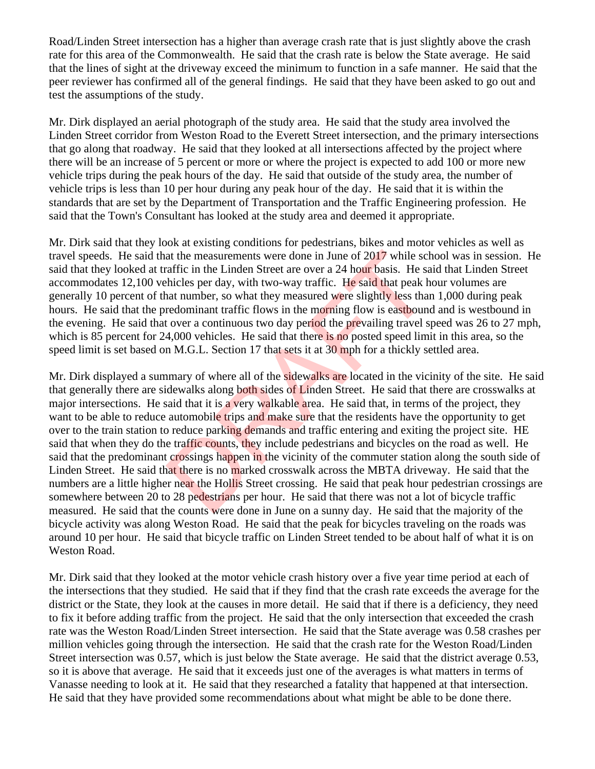Road/Linden Street intersection has a higher than average crash rate that is just slightly above the crash rate for this area of the Commonwealth. He said that the crash rate is below the State average. He said that the lines of sight at the driveway exceed the minimum to function in a safe manner. He said that the peer reviewer has confirmed all of the general findings. He said that they have been asked to go out and test the assumptions of the study.

Mr. Dirk displayed an aerial photograph of the study area. He said that the study area involved the Linden Street corridor from Weston Road to the Everett Street intersection, and the primary intersections that go along that roadway. He said that they looked at all intersections affected by the project where there will be an increase of 5 percent or more or where the project is expected to add 100 or more new vehicle trips during the peak hours of the day. He said that outside of the study area, the number of vehicle trips is less than 10 per hour during any peak hour of the day. He said that it is within the standards that are set by the Department of Transportation and the Traffic Engineering profession. He said that the Town's Consultant has looked at the study area and deemed it appropriate.

Mr. Dirk said that they look at existing conditions for pedestrians, bikes and motor vehicles as well as travel speeds. He said that the measurements were done in June of 2017 while school was in session. He said that they looked at traffic in the Linden Street are over a 24 hour basis. He said that Linden Street accommodates 12,100 vehicles per day, with two-way traffic. He said that peak hour volumes are generally 10 percent of that number, so what they measured were slightly less than 1,000 during peak hours. He said that the predominant traffic flows in the morning flow is eastbound and is westbound in the evening. He said that over a continuous two day period the prevailing travel speed was 26 to 27 mph, which is 85 percent for 24,000 vehicles. He said that there is no posted speed limit in this area, so the speed limit is set based on M.G.L. Section 17 that sets it at 30 mph for a thickly settled area.

Mr. Dirk displayed a summary of where all of the sidewalks are located in the vicinity of the site. He said that generally there are sidewalks along both sides of Linden Street. He said that there are crosswalks at major intersections. He said that it is a very walkable area. He said that, in terms of the project, they want to be able to reduce automobile trips and make sure that the residents have the opportunity to get over to the train station to reduce parking demands and traffic entering and exiting the project site. HE said that when they do the traffic counts, they include pedestrians and bicycles on the road as well. He said that the predominant crossings happen in the vicinity of the commuter station along the south side of Linden Street. He said that there is no marked crosswalk across the MBTA driveway. He said that the numbers are a little higher near the Hollis Street crossing. He said that peak hour pedestrian crossings are somewhere between 20 to 28 pedestrians per hour. He said that there was not a lot of bicycle traffic measured. He said that the counts were done in June on a sunny day. He said that the majority of the bicycle activity was along Weston Road. He said that the peak for bicycles traveling on the roads was around 10 per hour. He said that bicycle traffic on Linden Street tended to be about half of what it is on Weston Road.

Mr. Dirk said that they looked at the motor vehicle crash history over a five year time period at each of the intersections that they studied. He said that if they find that the crash rate exceeds the average for the district or the State, they look at the causes in more detail. He said that if there is a deficiency, they need to fix it before adding traffic from the project. He said that the only intersection that exceeded the crash rate was the Weston Road/Linden Street intersection. He said that the State average was 0.58 crashes per million vehicles going through the intersection. He said that the crash rate for the Weston Road/Linden Street intersection was 0.57, which is just below the State average. He said that the district average 0.53, so it is above that average. He said that it exceeds just one of the averages is what matters in terms of Vanasse needing to look at it. He said that they researched a fatality that happened at that intersection. He said that they have provided some recommendations about what might be able to be done there.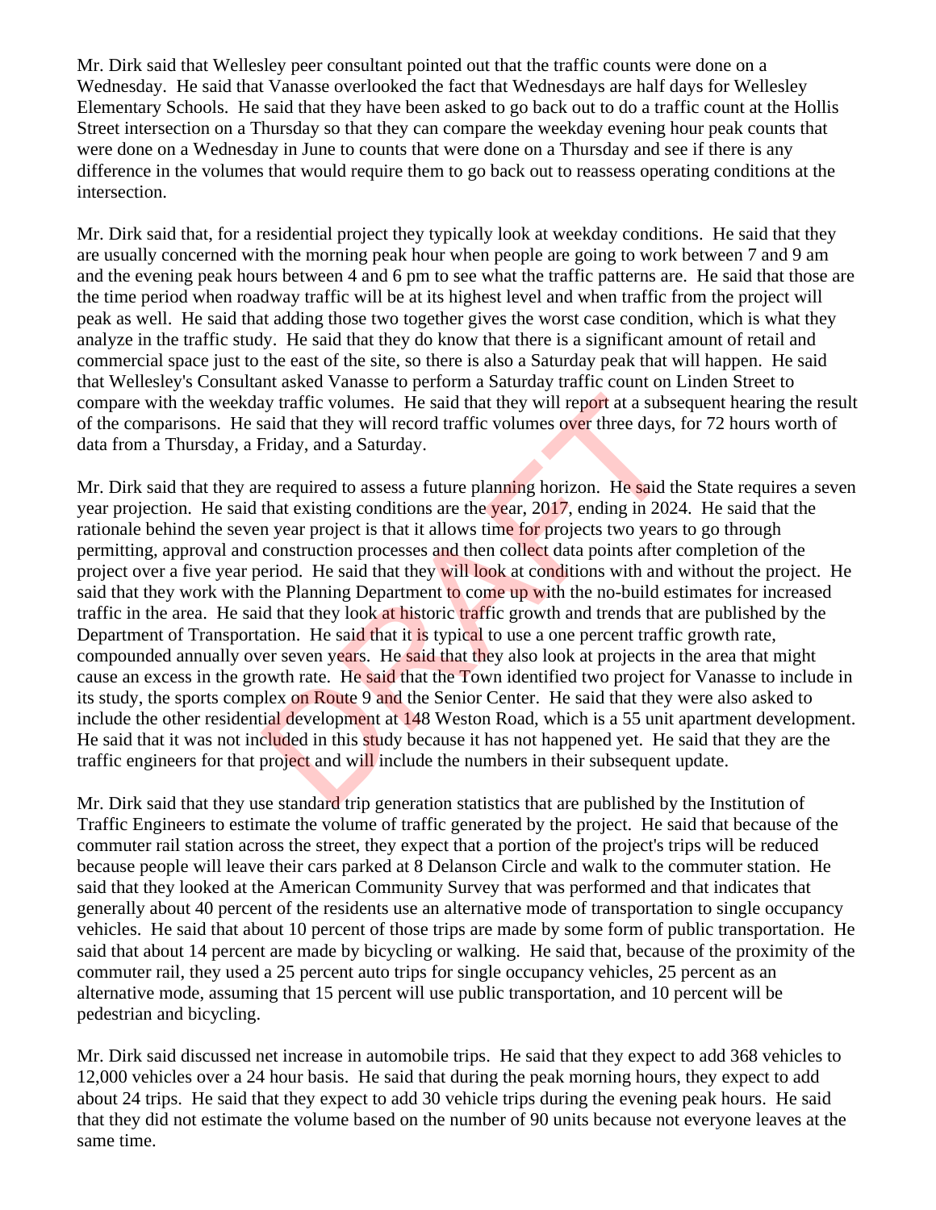Mr. Dirk said that Wellesley peer consultant pointed out that the traffic counts were done on a Wednesday. He said that Vanasse overlooked the fact that Wednesdays are half days for Wellesley Elementary Schools. He said that they have been asked to go back out to do a traffic count at the Hollis Street intersection on a Thursday so that they can compare the weekday evening hour peak counts that were done on a Wednesday in June to counts that were done on a Thursday and see if there is any difference in the volumes that would require them to go back out to reassess operating conditions at the intersection.

Mr. Dirk said that, for a residential project they typically look at weekday conditions. He said that they are usually concerned with the morning peak hour when people are going to work between 7 and 9 am and the evening peak hours between 4 and 6 pm to see what the traffic patterns are. He said that those are the time period when roadway traffic will be at its highest level and when traffic from the project will peak as well. He said that adding those two together gives the worst case condition, which is what they analyze in the traffic study. He said that they do know that there is a significant amount of retail and commercial space just to the east of the site, so there is also a Saturday peak that will happen. He said that Wellesley's Consultant asked Vanasse to perform a Saturday traffic count on Linden Street to compare with the weekday traffic volumes. He said that they will report at a subsequent hearing the result of the comparisons. He said that they will record traffic volumes over three days, for 72 hours worth of data from a Thursday, a Friday, and a Saturday.

Mr. Dirk said that they are required to assess a future planning horizon. He said the State requires a seven year projection. He said that existing conditions are the year, 2017, ending in 2024. He said that the rationale behind the seven year project is that it allows time for projects two years to go through permitting, approval and construction processes and then collect data points after completion of the project over a five year period. He said that they will look at conditions with and without the project. He said that they work with the Planning Department to come up with the no-build estimates for increased traffic in the area. He said that they look at historic traffic growth and trends that are published by the Department of Transportation. He said that it is typical to use a one percent traffic growth rate, compounded annually over seven years. He said that they also look at projects in the area that might cause an excess in the growth rate. He said that the Town identified two project for Vanasse to include in its study, the sports complex on Route 9 and the Senior Center. He said that they were also asked to include the other residential development at 148 Weston Road, which is a 55 unit apartment development. He said that it was not included in this study because it has not happened yet. He said that they are the traffic engineers for that project and will include the numbers in their subsequent update.

Mr. Dirk said that they use standard trip generation statistics that are published by the Institution of Traffic Engineers to estimate the volume of traffic generated by the project. He said that because of the commuter rail station across the street, they expect that a portion of the project's trips will be reduced because people will leave their cars parked at 8 Delanson Circle and walk to the commuter station. He said that they looked at the American Community Survey that was performed and that indicates that generally about 40 percent of the residents use an alternative mode of transportation to single occupancy vehicles. He said that about 10 percent of those trips are made by some form of public transportation. He said that about 14 percent are made by bicycling or walking. He said that, because of the proximity of the commuter rail, they used a 25 percent auto trips for single occupancy vehicles, 25 percent as an alternative mode, assuming that 15 percent will use public transportation, and 10 percent will be pedestrian and bicycling.

Mr. Dirk said discussed net increase in automobile trips. He said that they expect to add 368 vehicles to 12,000 vehicles over a 24 hour basis. He said that during the peak morning hours, they expect to add about 24 trips. He said that they expect to add 30 vehicle trips during the evening peak hours. He said that they did not estimate the volume based on the number of 90 units because not everyone leaves at the same time.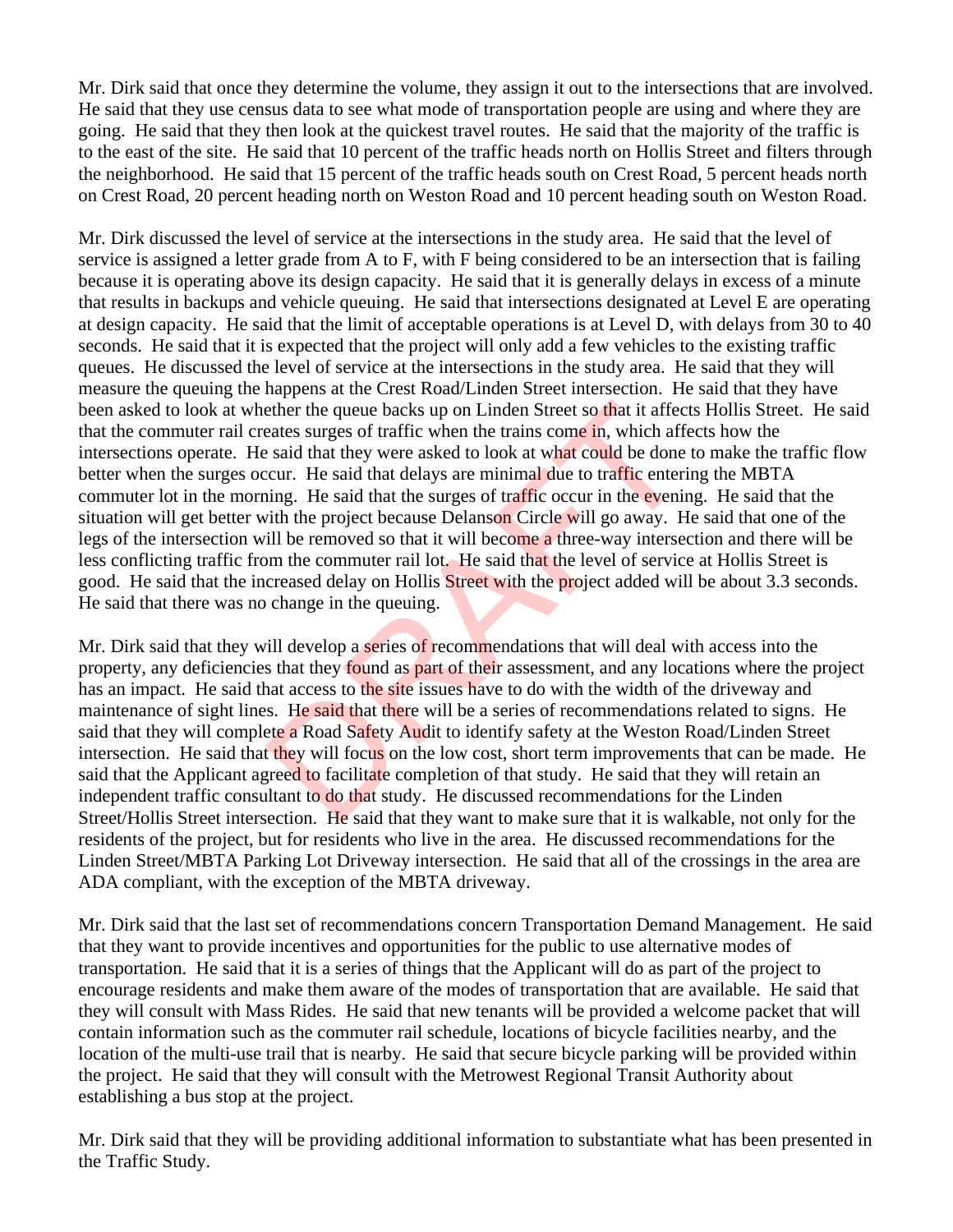Mr. Dirk said that once they determine the volume, they assign it out to the intersections that are involved. He said that they use census data to see what mode of transportation people are using and where they are going. He said that they then look at the quickest travel routes. He said that the majority of the traffic is to the east of the site. He said that 10 percent of the traffic heads north on Hollis Street and filters through the neighborhood. He said that 15 percent of the traffic heads south on Crest Road, 5 percent heads north on Crest Road, 20 percent heading north on Weston Road and 10 percent heading south on Weston Road.

Mr. Dirk discussed the level of service at the intersections in the study area. He said that the level of service is assigned a letter grade from A to F, with F being considered to be an intersection that is failing because it is operating above its design capacity. He said that it is generally delays in excess of a minute that results in backups and vehicle queuing. He said that intersections designated at Level E are operating at design capacity. He said that the limit of acceptable operations is at Level D, with delays from 30 to 40 seconds. He said that it is expected that the project will only add a few vehicles to the existing traffic queues. He discussed the level of service at the intersections in the study area. He said that they will measure the queuing the happens at the Crest Road/Linden Street intersection. He said that they have been asked to look at whether the queue backs up on Linden Street so that it affects Hollis Street. He said that the commuter rail creates surges of traffic when the trains come in, which affects how the intersections operate. He said that they were asked to look at what could be done to make the traffic flow better when the surges occur. He said that delays are minimal due to traffic entering the MBTA commuter lot in the morning. He said that the surges of traffic occur in the evening. He said that the situation will get better with the project because Delanson Circle will go away. He said that one of the legs of the intersection will be removed so that it will become a three-way intersection and there will be less conflicting traffic from the commuter rail lot. He said that the level of service at Hollis Street is good. He said that the increased delay on Hollis Street with the project added will be about 3.3 seconds. He said that there was no change in the queuing.

Mr. Dirk said that they will develop a series of recommendations that will deal with access into the property, any deficiencies that they found as part of their assessment, and any locations where the project has an impact. He said that access to the site issues have to do with the width of the driveway and maintenance of sight lines. He said that there will be a series of recommendations related to signs. He said that they will complete a Road Safety Audit to identify safety at the Weston Road/Linden Street intersection. He said that they will focus on the low cost, short term improvements that can be made. He said that the Applicant agreed to facilitate completion of that study. He said that they will retain an independent traffic consultant to do that study. He discussed recommendations for the Linden Street/Hollis Street intersection. He said that they want to make sure that it is walkable, not only for the residents of the project, but for residents who live in the area. He discussed recommendations for the Linden Street/MBTA Parking Lot Driveway intersection. He said that all of the crossings in the area are ADA compliant, with the exception of the MBTA driveway.

Mr. Dirk said that the last set of recommendations concern Transportation Demand Management. He said that they want to provide incentives and opportunities for the public to use alternative modes of transportation. He said that it is a series of things that the Applicant will do as part of the project to encourage residents and make them aware of the modes of transportation that are available. He said that they will consult with Mass Rides. He said that new tenants will be provided a welcome packet that will contain information such as the commuter rail schedule, locations of bicycle facilities nearby, and the location of the multi-use trail that is nearby. He said that secure bicycle parking will be provided within the project. He said that they will consult with the Metrowest Regional Transit Authority about establishing a bus stop at the project.

Mr. Dirk said that they will be providing additional information to substantiate what has been presented in the Traffic Study.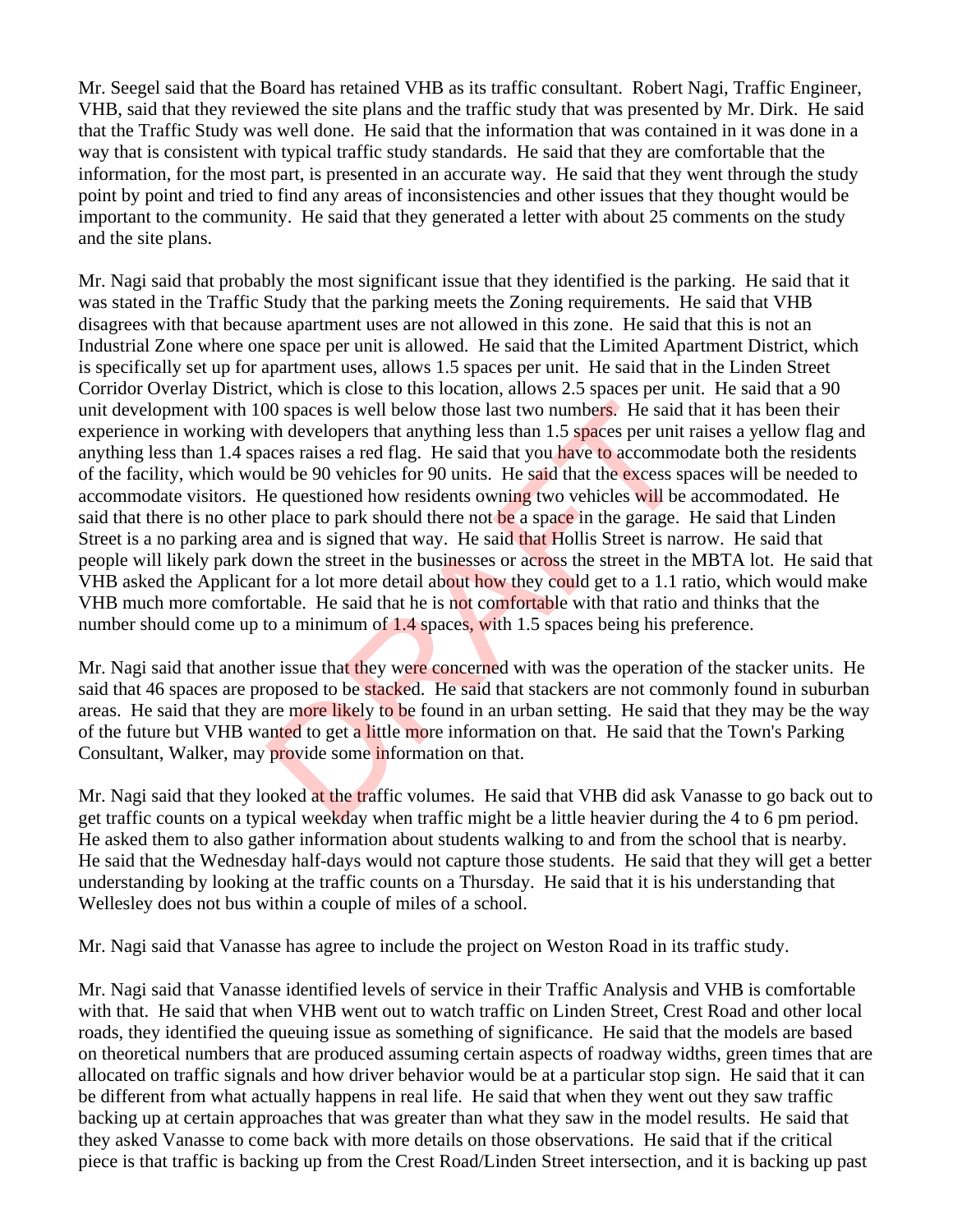Mr. Seegel said that the Board has retained VHB as its traffic consultant. Robert Nagi, Traffic Engineer, VHB, said that they reviewed the site plans and the traffic study that was presented by Mr. Dirk. He said that the Traffic Study was well done. He said that the information that was contained in it was done in a way that is consistent with typical traffic study standards. He said that they are comfortable that the information, for the most part, is presented in an accurate way. He said that they went through the study point by point and tried to find any areas of inconsistencies and other issues that they thought would be important to the community. He said that they generated a letter with about 25 comments on the study and the site plans.

Mr. Nagi said that probably the most significant issue that they identified is the parking. He said that it was stated in the Traffic Study that the parking meets the Zoning requirements. He said that VHB disagrees with that because apartment uses are not allowed in this zone. He said that this is not an Industrial Zone where one space per unit is allowed. He said that the Limited Apartment District, which is specifically set up for apartment uses, allows 1.5 spaces per unit. He said that in the Linden Street Corridor Overlay District, which is close to this location, allows 2.5 spaces per unit. He said that a 90 unit development with 100 spaces is well below those last two numbers. He said that it has been their experience in working with developers that anything less than 1.5 spaces per unit raises a yellow flag and anything less than 1.4 spaces raises a red flag. He said that you have to accommodate both the residents of the facility, which would be 90 vehicles for 90 units. He said that the excess spaces will be needed to accommodate visitors. He questioned how residents owning two vehicles will be accommodated. He said that there is no other place to park should there not be a space in the garage. He said that Linden Street is a no parking area and is signed that way. He said that Hollis Street is narrow. He said that people will likely park down the street in the businesses or across the street in the MBTA lot. He said that VHB asked the Applicant for a lot more detail about how they could get to a 1.1 ratio, which would make VHB much more comfortable. He said that he is not comfortable with that ratio and thinks that the number should come up to a minimum of 1.4 spaces, with 1.5 spaces being his preference.

Mr. Nagi said that another issue that they were concerned with was the operation of the stacker units. He said that 46 spaces are proposed to be stacked. He said that stackers are not commonly found in suburban areas. He said that they are more likely to be found in an urban setting. He said that they may be the way of the future but VHB wanted to get a little more information on that. He said that the Town's Parking Consultant, Walker, may provide some information on that.

Mr. Nagi said that they looked at the traffic volumes. He said that VHB did ask Vanasse to go back out to get traffic counts on a typical weekday when traffic might be a little heavier during the 4 to 6 pm period. He asked them to also gather information about students walking to and from the school that is nearby. He said that the Wednesday half-days would not capture those students. He said that they will get a better understanding by looking at the traffic counts on a Thursday. He said that it is his understanding that Wellesley does not bus within a couple of miles of a school.

Mr. Nagi said that Vanasse has agree to include the project on Weston Road in its traffic study.

Mr. Nagi said that Vanasse identified levels of service in their Traffic Analysis and VHB is comfortable with that. He said that when VHB went out to watch traffic on Linden Street, Crest Road and other local roads, they identified the queuing issue as something of significance. He said that the models are based on theoretical numbers that are produced assuming certain aspects of roadway widths, green times that are allocated on traffic signals and how driver behavior would be at a particular stop sign. He said that it can be different from what actually happens in real life. He said that when they went out they saw traffic backing up at certain approaches that was greater than what they saw in the model results. He said that they asked Vanasse to come back with more details on those observations. He said that if the critical piece is that traffic is backing up from the Crest Road/Linden Street intersection, and it is backing up past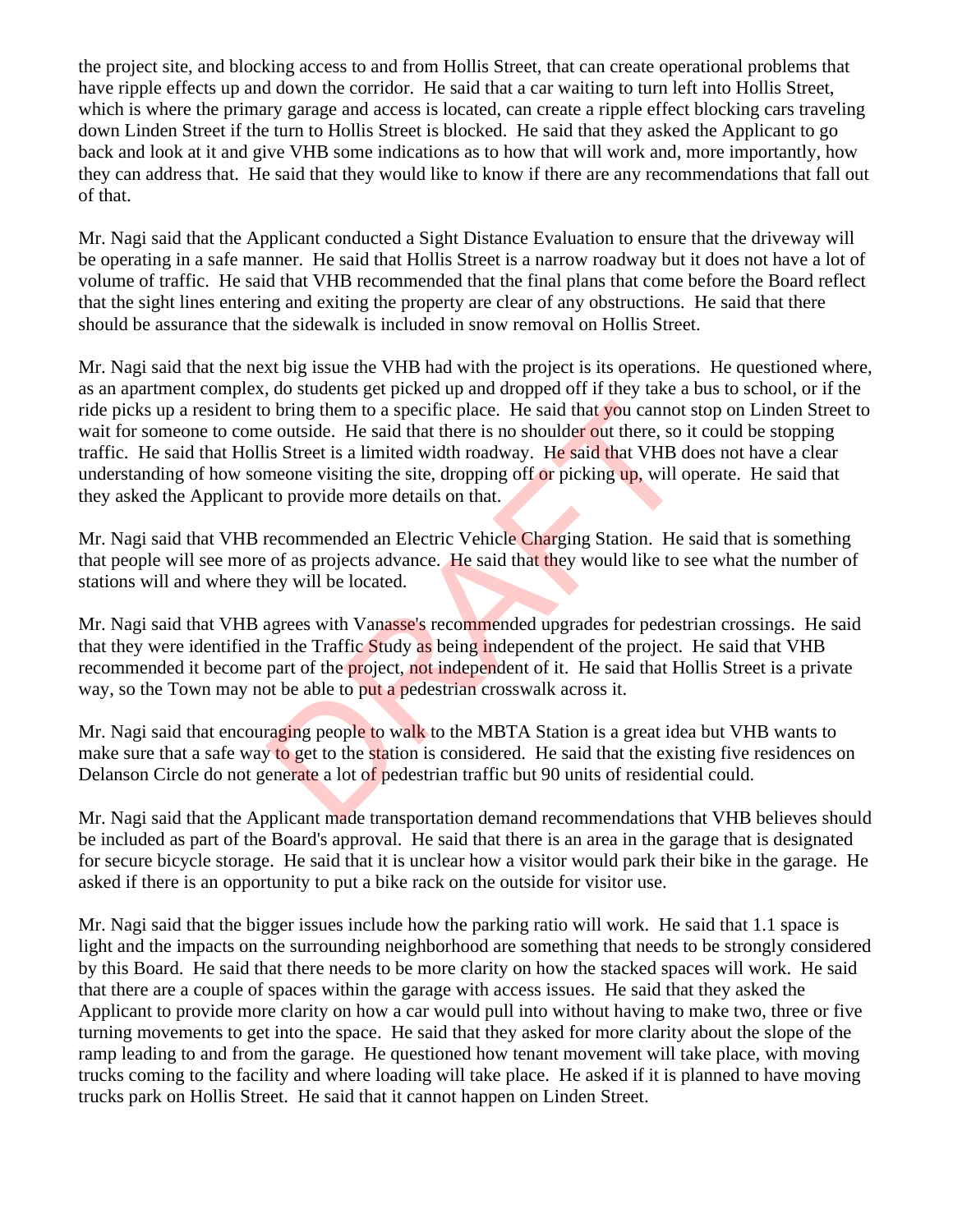the project site, and blocking access to and from Hollis Street, that can create operational problems that have ripple effects up and down the corridor. He said that a car waiting to turn left into Hollis Street, which is where the primary garage and access is located, can create a ripple effect blocking cars traveling down Linden Street if the turn to Hollis Street is blocked. He said that they asked the Applicant to go back and look at it and give VHB some indications as to how that will work and, more importantly, how they can address that. He said that they would like to know if there are any recommendations that fall out of that.

Mr. Nagi said that the Applicant conducted a Sight Distance Evaluation to ensure that the driveway will be operating in a safe manner. He said that Hollis Street is a narrow roadway but it does not have a lot of volume of traffic. He said that VHB recommended that the final plans that come before the Board reflect that the sight lines entering and exiting the property are clear of any obstructions. He said that there should be assurance that the sidewalk is included in snow removal on Hollis Street.

Mr. Nagi said that the next big issue the VHB had with the project is its operations. He questioned where, as an apartment complex, do students get picked up and dropped off if they take a bus to school, or if the ride picks up a resident to bring them to a specific place. He said that you cannot stop on Linden Street to wait for someone to come outside. He said that there is no shoulder out there, so it could be stopping traffic. He said that Hollis Street is a limited width roadway. He said that VHB does not have a clear understanding of how someone visiting the site, dropping off or picking up, will operate. He said that they asked the Applicant to provide more details on that.

Mr. Nagi said that VHB recommended an Electric Vehicle Charging Station. He said that is something that people will see more of as projects advance. He said that they would like to see what the number of stations will and where they will be located.

Mr. Nagi said that VHB agrees with Vanasse's recommended upgrades for pedestrian crossings. He said that they were identified in the Traffic Study as being independent of the project. He said that VHB recommended it become part of the project, not independent of it. He said that Hollis Street is a private way, so the Town may not be able to put a pedestrian crosswalk across it.

Mr. Nagi said that encouraging people to walk to the MBTA Station is a great idea but VHB wants to make sure that a safe way to get to the station is considered. He said that the existing five residences on Delanson Circle do not generate a lot of pedestrian traffic but 90 units of residential could.

Mr. Nagi said that the Applicant made transportation demand recommendations that VHB believes should be included as part of the Board's approval. He said that there is an area in the garage that is designated for secure bicycle storage. He said that it is unclear how a visitor would park their bike in the garage. He asked if there is an opportunity to put a bike rack on the outside for visitor use.

Mr. Nagi said that the bigger issues include how the parking ratio will work. He said that 1.1 space is light and the impacts on the surrounding neighborhood are something that needs to be strongly considered by this Board. He said that there needs to be more clarity on how the stacked spaces will work. He said that there are a couple of spaces within the garage with access issues. He said that they asked the Applicant to provide more clarity on how a car would pull into without having to make two, three or five turning movements to get into the space. He said that they asked for more clarity about the slope of the ramp leading to and from the garage. He questioned how tenant movement will take place, with moving trucks coming to the facility and where loading will take place. He asked if it is planned to have moving trucks park on Hollis Street. He said that it cannot happen on Linden Street.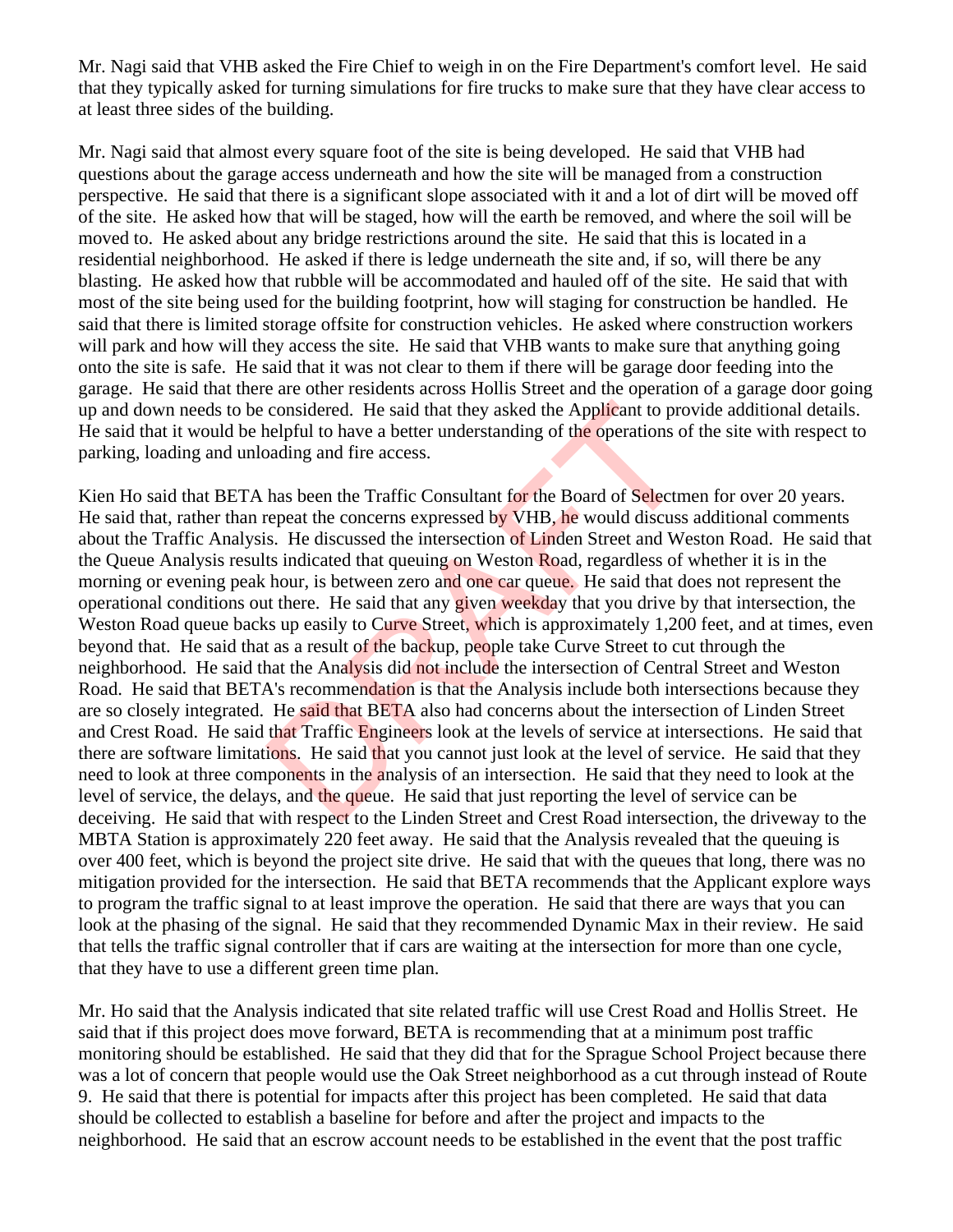Mr. Nagi said that VHB asked the Fire Chief to weigh in on the Fire Department's comfort level. He said that they typically asked for turning simulations for fire trucks to make sure that they have clear access to at least three sides of the building.

Mr. Nagi said that almost every square foot of the site is being developed. He said that VHB had questions about the garage access underneath and how the site will be managed from a construction perspective. He said that there is a significant slope associated with it and a lot of dirt will be moved off of the site. He asked how that will be staged, how will the earth be removed, and where the soil will be moved to. He asked about any bridge restrictions around the site. He said that this is located in a residential neighborhood. He asked if there is ledge underneath the site and, if so, will there be any blasting. He asked how that rubble will be accommodated and hauled off of the site. He said that with most of the site being used for the building footprint, how will staging for construction be handled. He said that there is limited storage offsite for construction vehicles. He asked where construction workers will park and how will they access the site. He said that VHB wants to make sure that anything going onto the site is safe. He said that it was not clear to them if there will be garage door feeding into the garage. He said that there are other residents across Hollis Street and the operation of a garage door going up and down needs to be considered. He said that they asked the Applicant to provide additional details. He said that it would be helpful to have a better understanding of the operations of the site with respect to parking, loading and unloading and fire access.

Kien Ho said that BETA has been the Traffic Consultant for the Board of Selectmen for over 20 years. He said that, rather than repeat the concerns expressed by VHB, he would discuss additional comments about the Traffic Analysis. He discussed the intersection of Linden Street and Weston Road. He said that the Queue Analysis results indicated that queuing on Weston Road, regardless of whether it is in the morning or evening peak hour, is between zero and one car queue. He said that does not represent the operational conditions out there. He said that any given weekday that you drive by that intersection, the Weston Road queue backs up easily to Curve Street, which is approximately 1,200 feet, and at times, even beyond that. He said that as a result of the backup, people take Curve Street to cut through the neighborhood. He said that the Analysis did not include the intersection of Central Street and Weston Road. He said that BETA's recommendation is that the Analysis include both intersections because they are so closely integrated. He said that BETA also had concerns about the intersection of Linden Street and Crest Road. He said that Traffic Engineers look at the levels of service at intersections. He said that there are software limitations. He said that you cannot just look at the level of service. He said that they need to look at three components in the analysis of an intersection. He said that they need to look at the level of service, the delays, and the queue. He said that just reporting the level of service can be deceiving. He said that with respect to the Linden Street and Crest Road intersection, the driveway to the MBTA Station is approximately 220 feet away. He said that the Analysis revealed that the queuing is over 400 feet, which is beyond the project site drive. He said that with the queues that long, there was no mitigation provided for the intersection. He said that BETA recommends that the Applicant explore ways to program the traffic signal to at least improve the operation. He said that there are ways that you can look at the phasing of the signal. He said that they recommended Dynamic Max in their review. He said that tells the traffic signal controller that if cars are waiting at the intersection for more than one cycle, that they have to use a different green time plan.

Mr. Ho said that the Analysis indicated that site related traffic will use Crest Road and Hollis Street. He said that if this project does move forward, BETA is recommending that at a minimum post traffic monitoring should be established. He said that they did that for the Sprague School Project because there was a lot of concern that people would use the Oak Street neighborhood as a cut through instead of Route 9. He said that there is potential for impacts after this project has been completed. He said that data should be collected to establish a baseline for before and after the project and impacts to the neighborhood. He said that an escrow account needs to be established in the event that the post traffic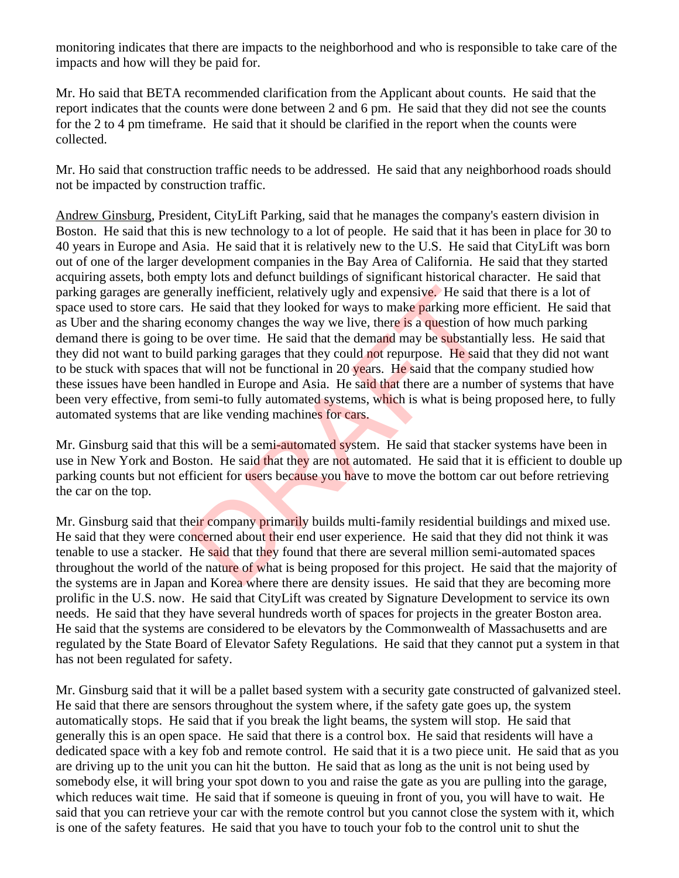monitoring indicates that there are impacts to the neighborhood and who is responsible to take care of the impacts and how will they be paid for.

Mr. Ho said that BETA recommended clarification from the Applicant about counts. He said that the report indicates that the counts were done between 2 and 6 pm. He said that they did not see the counts for the 2 to 4 pm timeframe. He said that it should be clarified in the report when the counts were collected.

Mr. Ho said that construction traffic needs to be addressed. He said that any neighborhood roads should not be impacted by construction traffic.

Andrew Ginsburg, President, CityLift Parking, said that he manages the company's eastern division in Boston. He said that this is new technology to a lot of people. He said that it has been in place for 30 to 40 years in Europe and Asia. He said that it is relatively new to the U.S. He said that CityLift was born out of one of the larger development companies in the Bay Area of California. He said that they started acquiring assets, both empty lots and defunct buildings of significant historical character. He said that parking garages are generally inefficient, relatively ugly and expensive. He said that there is a lot of space used to store cars. He said that they looked for ways to make parking more efficient. He said that as Uber and the sharing economy changes the way we live, there is a question of how much parking demand there is going to be over time. He said that the demand may be substantially less. He said that they did not want to build parking garages that they could not repurpose. He said that they did not want to be stuck with spaces that will not be functional in 20 years. He said that the company studied how these issues have been handled in Europe and Asia. He said that there are a number of systems that have been very effective, from semi-to fully automated systems, which is what is being proposed here, to fully automated systems that are like vending machines for cars.

Mr. Ginsburg said that this will be a semi-automated system. He said that stacker systems have been in use in New York and Boston. He said that they are not automated. He said that it is efficient to double up parking counts but not efficient for users because you have to move the bottom car out before retrieving the car on the top.

Mr. Ginsburg said that their company primarily builds multi-family residential buildings and mixed use. He said that they were concerned about their end user experience. He said that they did not think it was tenable to use a stacker. He said that they found that there are several million semi-automated spaces throughout the world of the nature of what is being proposed for this project. He said that the majority of the systems are in Japan and Korea where there are density issues. He said that they are becoming more prolific in the U.S. now. He said that CityLift was created by Signature Development to service its own needs. He said that they have several hundreds worth of spaces for projects in the greater Boston area. He said that the systems are considered to be elevators by the Commonwealth of Massachusetts and are regulated by the State Board of Elevator Safety Regulations. He said that they cannot put a system in that has not been regulated for safety.

Mr. Ginsburg said that it will be a pallet based system with a security gate constructed of galvanized steel. He said that there are sensors throughout the system where, if the safety gate goes up, the system automatically stops. He said that if you break the light beams, the system will stop. He said that generally this is an open space. He said that there is a control box. He said that residents will have a dedicated space with a key fob and remote control. He said that it is a two piece unit. He said that as you are driving up to the unit you can hit the button. He said that as long as the unit is not being used by somebody else, it will bring your spot down to you and raise the gate as you are pulling into the garage, which reduces wait time. He said that if someone is queuing in front of you, you will have to wait. He said that you can retrieve your car with the remote control but you cannot close the system with it, which is one of the safety features. He said that you have to touch your fob to the control unit to shut the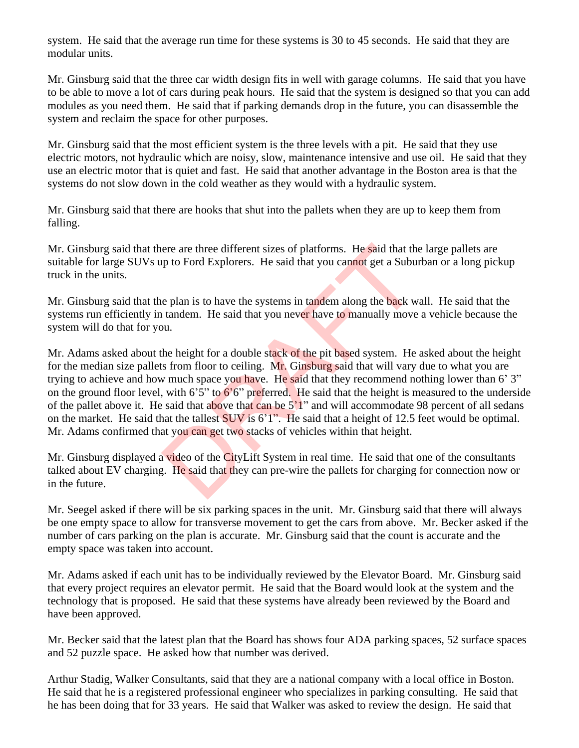system. He said that the average run time for these systems is 30 to 45 seconds. He said that they are modular units.

Mr. Ginsburg said that the three car width design fits in well with garage columns. He said that you have to be able to move a lot of cars during peak hours. He said that the system is designed so that you can add modules as you need them. He said that if parking demands drop in the future, you can disassemble the system and reclaim the space for other purposes.

Mr. Ginsburg said that the most efficient system is the three levels with a pit. He said that they use electric motors, not hydraulic which are noisy, slow, maintenance intensive and use oil. He said that they use an electric motor that is quiet and fast. He said that another advantage in the Boston area is that the systems do not slow down in the cold weather as they would with a hydraulic system.

Mr. Ginsburg said that there are hooks that shut into the pallets when they are up to keep them from falling.

Mr. Ginsburg said that there are three different sizes of platforms. He said that the large pallets are suitable for large SUVs up to Ford Explorers. He said that you cannot get a Suburban or a long pickup truck in the units.

Mr. Ginsburg said that the plan is to have the systems in tandem along the back wall. He said that the systems run efficiently in tandem. He said that you never have to manually move a vehicle because the system will do that for you.

Mr. Adams asked about the height for a double stack of the pit based system. He asked about the height for the median size pallets from floor to ceiling. Mr. Ginsburg said that will vary due to what you are trying to achieve and how much space you have. He said that they recommend nothing lower than 6' 3" on the ground floor level, with 6'5" to 6'6" preferred. He said that the height is measured to the underside of the pallet above it. He said that above that can be 5'1" and will accommodate 98 percent of all sedans on the market. He said that the tallest SUV is 6'1". He said that a height of 12.5 feet would be optimal. Mr. Adams confirmed that you can get two stacks of vehicles within that height.

Mr. Ginsburg displayed a video of the CityLift System in real time. He said that one of the consultants talked about EV charging. He said that they can pre-wire the pallets for charging for connection now or in the future.

Mr. Seegel asked if there will be six parking spaces in the unit. Mr. Ginsburg said that there will always be one empty space to allow for transverse movement to get the cars from above. Mr. Becker asked if the number of cars parking on the plan is accurate. Mr. Ginsburg said that the count is accurate and the empty space was taken into account.

Mr. Adams asked if each unit has to be individually reviewed by the Elevator Board. Mr. Ginsburg said that every project requires an elevator permit. He said that the Board would look at the system and the technology that is proposed. He said that these systems have already been reviewed by the Board and have been approved.

Mr. Becker said that the latest plan that the Board has shows four ADA parking spaces, 52 surface spaces and 52 puzzle space. He asked how that number was derived.

Arthur Stadig, Walker Consultants, said that they are a national company with a local office in Boston. He said that he is a registered professional engineer who specializes in parking consulting. He said that he has been doing that for 33 years. He said that Walker was asked to review the design. He said that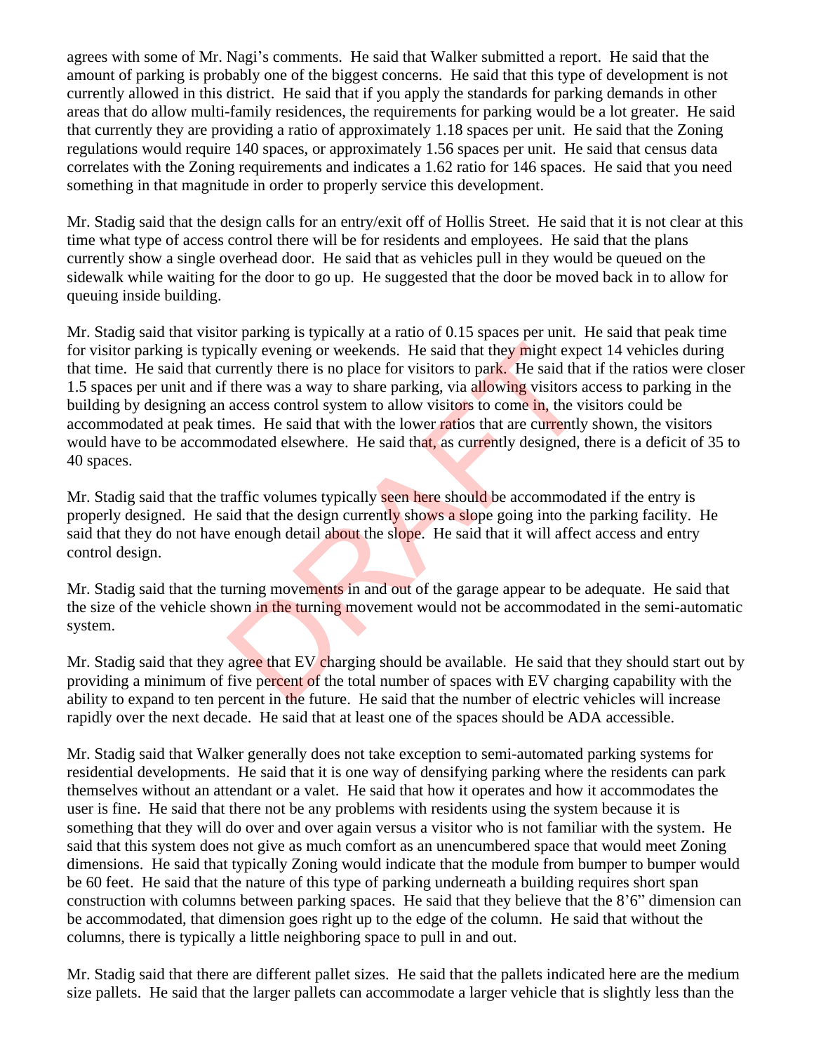agrees with some of Mr. Nagi's comments. He said that Walker submitted a report. He said that the amount of parking is probably one of the biggest concerns. He said that this type of development is not currently allowed in this district. He said that if you apply the standards for parking demands in other areas that do allow multi-family residences, the requirements for parking would be a lot greater. He said that currently they are providing a ratio of approximately 1.18 spaces per unit. He said that the Zoning regulations would require 140 spaces, or approximately 1.56 spaces per unit. He said that census data correlates with the Zoning requirements and indicates a 1.62 ratio for 146 spaces. He said that you need something in that magnitude in order to properly service this development.

Mr. Stadig said that the design calls for an entry/exit off of Hollis Street. He said that it is not clear at this time what type of access control there will be for residents and employees. He said that the plans currently show a single overhead door. He said that as vehicles pull in they would be queued on the sidewalk while waiting for the door to go up. He suggested that the door be moved back in to allow for queuing inside building.

Mr. Stadig said that visitor parking is typically at a ratio of 0.15 spaces per unit. He said that peak time for visitor parking is typically evening or weekends. He said that they might expect 14 vehicles during that time. He said that currently there is no place for visitors to park. He said that if the ratios were closer 1.5 spaces per unit and if there was a way to share parking, via allowing visitors access to parking in the building by designing an access control system to allow visitors to come in, the visitors could be accommodated at peak times. He said that with the lower ratios that are currently shown, the visitors would have to be accommodated elsewhere. He said that, as currently designed, there is a deficit of 35 to 40 spaces.

Mr. Stadig said that the traffic volumes typically seen here should be accommodated if the entry is properly designed. He said that the design currently shows a slope going into the parking facility. He said that they do not have enough detail about the slope. He said that it will affect access and entry control design.

Mr. Stadig said that the turning movements in and out of the garage appear to be adequate. He said that the size of the vehicle shown in the turning movement would not be accommodated in the semi-automatic system.

Mr. Stadig said that they agree that EV charging should be available. He said that they should start out by providing a minimum of five percent of the total number of spaces with EV charging capability with the ability to expand to ten percent in the future. He said that the number of electric vehicles will increase rapidly over the next decade. He said that at least one of the spaces should be ADA accessible.

Mr. Stadig said that Walker generally does not take exception to semi-automated parking systems for residential developments. He said that it is one way of densifying parking where the residents can park themselves without an attendant or a valet. He said that how it operates and how it accommodates the user is fine. He said that there not be any problems with residents using the system because it is something that they will do over and over again versus a visitor who is not familiar with the system. He said that this system does not give as much comfort as an unencumbered space that would meet Zoning dimensions. He said that typically Zoning would indicate that the module from bumper to bumper would be 60 feet. He said that the nature of this type of parking underneath a building requires short span construction with columns between parking spaces. He said that they believe that the 8'6" dimension can be accommodated, that dimension goes right up to the edge of the column. He said that without the columns, there is typically a little neighboring space to pull in and out.

Mr. Stadig said that there are different pallet sizes. He said that the pallets indicated here are the medium size pallets. He said that the larger pallets can accommodate a larger vehicle that is slightly less than the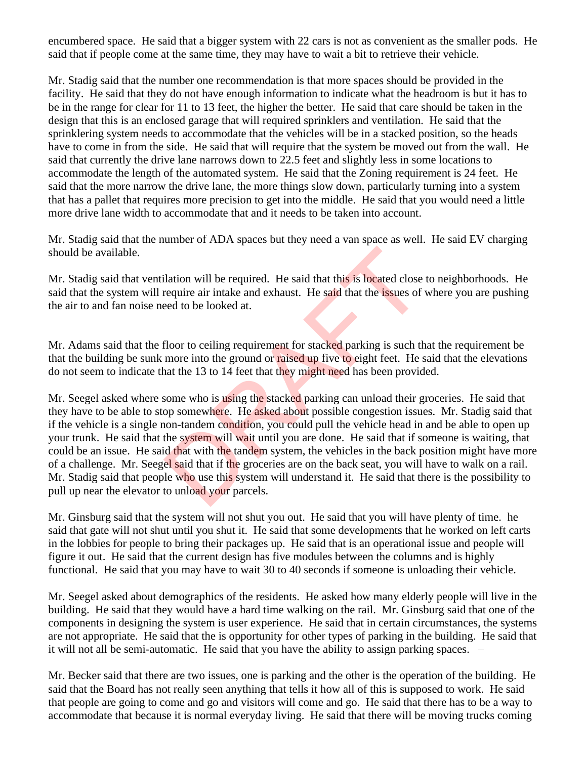encumbered space. He said that a bigger system with 22 cars is not as convenient as the smaller pods. He said that if people come at the same time, they may have to wait a bit to retrieve their vehicle.

Mr. Stadig said that the number one recommendation is that more spaces should be provided in the facility. He said that they do not have enough information to indicate what the headroom is but it has to be in the range for clear for 11 to 13 feet, the higher the better. He said that care should be taken in the design that this is an enclosed garage that will required sprinklers and ventilation. He said that the sprinklering system needs to accommodate that the vehicles will be in a stacked position, so the heads have to come in from the side. He said that will require that the system be moved out from the wall. He said that currently the drive lane narrows down to 22.5 feet and slightly less in some locations to accommodate the length of the automated system. He said that the Zoning requirement is 24 feet. He said that the more narrow the drive lane, the more things slow down, particularly turning into a system that has a pallet that requires more precision to get into the middle. He said that you would need a little more drive lane width to accommodate that and it needs to be taken into account.

Mr. Stadig said that the number of ADA spaces but they need a van space as well. He said EV charging should be available.

Mr. Stadig said that ventilation will be required. He said that this is located close to neighborhoods. He said that the system will require air intake and exhaust. He said that the issues of where you are pushing the air to and fan noise need to be looked at.

Mr. Adams said that the floor to ceiling requirement for stacked parking is such that the requirement be that the building be sunk more into the ground or raised up five to eight feet. He said that the elevations do not seem to indicate that the 13 to 14 feet that they might need has been provided.

Mr. Seegel asked where some who is using the stacked parking can unload their groceries. He said that they have to be able to stop somewhere. He asked about possible congestion issues. Mr. Stadig said that if the vehicle is a single non-tandem condition, you could pull the vehicle head in and be able to open up your trunk. He said that the system will wait until you are done. He said that if someone is waiting, that could be an issue. He said that with the tandem system, the vehicles in the back position might have more of a challenge. Mr. Seegel said that if the groceries are on the back seat, you will have to walk on a rail. Mr. Stadig said that people who use this system will understand it. He said that there is the possibility to pull up near the elevator to unload your parcels.

Mr. Ginsburg said that the system will not shut you out. He said that you will have plenty of time. he said that gate will not shut until you shut it. He said that some developments that he worked on left carts in the lobbies for people to bring their packages up. He said that is an operational issue and people will figure it out. He said that the current design has five modules between the columns and is highly functional. He said that you may have to wait 30 to 40 seconds if someone is unloading their vehicle.

Mr. Seegel asked about demographics of the residents. He asked how many elderly people will live in the building. He said that they would have a hard time walking on the rail. Mr. Ginsburg said that one of the components in designing the system is user experience. He said that in certain circumstances, the systems are not appropriate. He said that the is opportunity for other types of parking in the building. He said that it will not all be semi-automatic. He said that you have the ability to assign parking spaces. –

Mr. Becker said that there are two issues, one is parking and the other is the operation of the building. He said that the Board has not really seen anything that tells it how all of this is supposed to work. He said that people are going to come and go and visitors will come and go. He said that there has to be a way to accommodate that because it is normal everyday living. He said that there will be moving trucks coming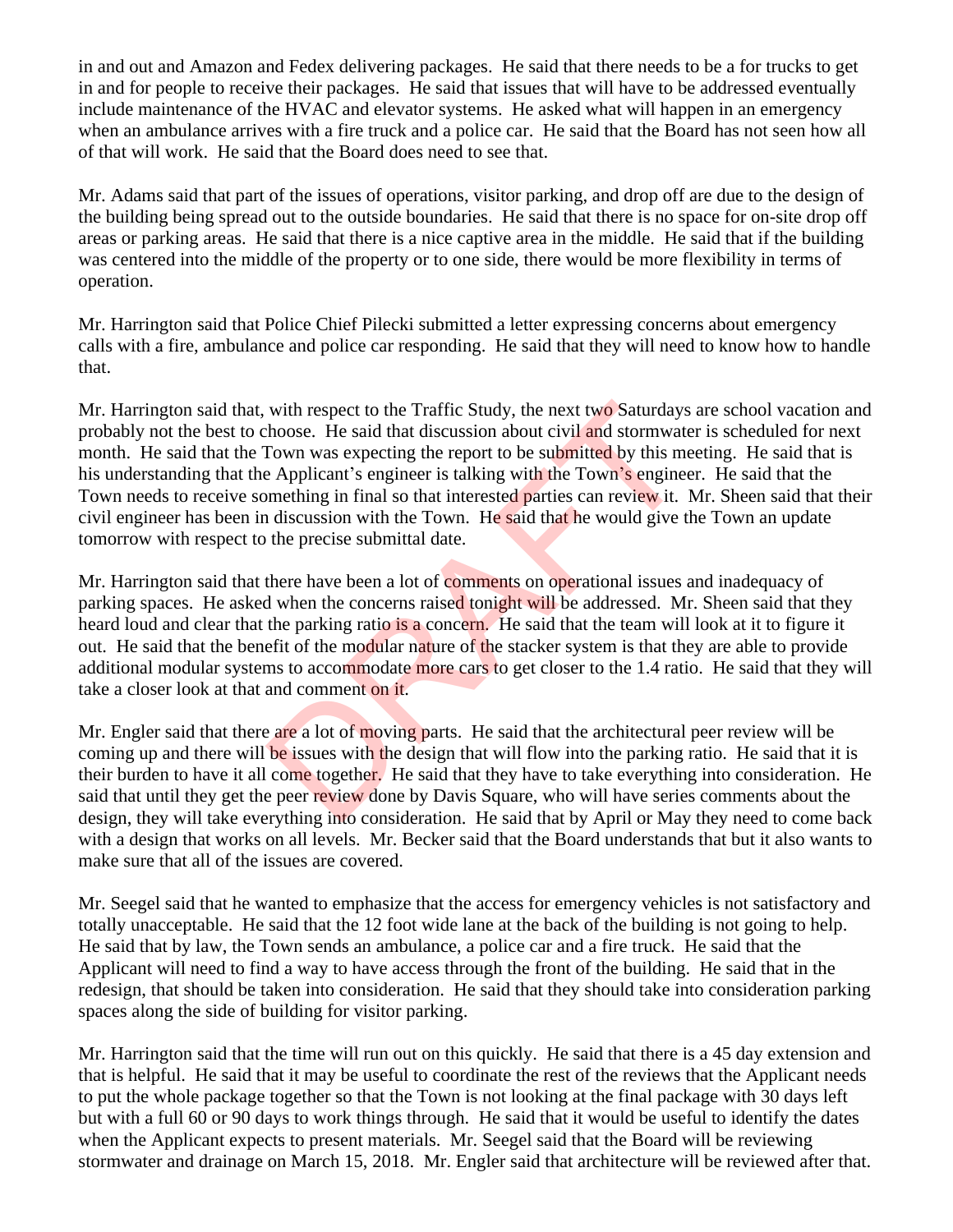in and out and Amazon and Fedex delivering packages. He said that there needs to be a for trucks to get in and for people to receive their packages. He said that issues that will have to be addressed eventually include maintenance of the HVAC and elevator systems. He asked what will happen in an emergency when an ambulance arrives with a fire truck and a police car. He said that the Board has not seen how all of that will work. He said that the Board does need to see that.

Mr. Adams said that part of the issues of operations, visitor parking, and drop off are due to the design of the building being spread out to the outside boundaries. He said that there is no space for on-site drop off areas or parking areas. He said that there is a nice captive area in the middle. He said that if the building was centered into the middle of the property or to one side, there would be more flexibility in terms of operation.

Mr. Harrington said that Police Chief Pilecki submitted a letter expressing concerns about emergency calls with a fire, ambulance and police car responding. He said that they will need to know how to handle that.

Mr. Harrington said that, with respect to the Traffic Study, the next two Saturdays are school vacation and probably not the best to choose. He said that discussion about civil and stormwater is scheduled for next month. He said that the Town was expecting the report to be submitted by this meeting. He said that is his understanding that the Applicant's engineer is talking with the Town's engineer. He said that the Town needs to receive something in final so that interested parties can review it. Mr. Sheen said that their civil engineer has been in discussion with the Town. He said that he would give the Town an update tomorrow with respect to the precise submittal date.

Mr. Harrington said that there have been a lot of comments on operational issues and inadequacy of parking spaces. He asked when the concerns raised tonight will be addressed. Mr. Sheen said that they heard loud and clear that the parking ratio is a concern. He said that the team will look at it to figure it out. He said that the benefit of the modular nature of the stacker system is that they are able to provide additional modular systems to accommodate more cars to get closer to the 1.4 ratio. He said that they will take a closer look at that and comment on it.

Mr. Engler said that there are a lot of moving parts. He said that the architectural peer review will be coming up and there will be issues with the design that will flow into the parking ratio. He said that it is their burden to have it all come together. He said that they have to take everything into consideration. He said that until they get the peer review done by Davis Square, who will have series comments about the design, they will take everything into consideration. He said that by April or May they need to come back with a design that works on all levels. Mr. Becker said that the Board understands that but it also wants to make sure that all of the issues are covered.

Mr. Seegel said that he wanted to emphasize that the access for emergency vehicles is not satisfactory and totally unacceptable. He said that the 12 foot wide lane at the back of the building is not going to help. He said that by law, the Town sends an ambulance, a police car and a fire truck. He said that the Applicant will need to find a way to have access through the front of the building. He said that in the redesign, that should be taken into consideration. He said that they should take into consideration parking spaces along the side of building for visitor parking.

Mr. Harrington said that the time will run out on this quickly. He said that there is a 45 day extension and that is helpful. He said that it may be useful to coordinate the rest of the reviews that the Applicant needs to put the whole package together so that the Town is not looking at the final package with 30 days left but with a full 60 or 90 days to work things through. He said that it would be useful to identify the dates when the Applicant expects to present materials. Mr. Seegel said that the Board will be reviewing stormwater and drainage on March 15, 2018. Mr. Engler said that architecture will be reviewed after that.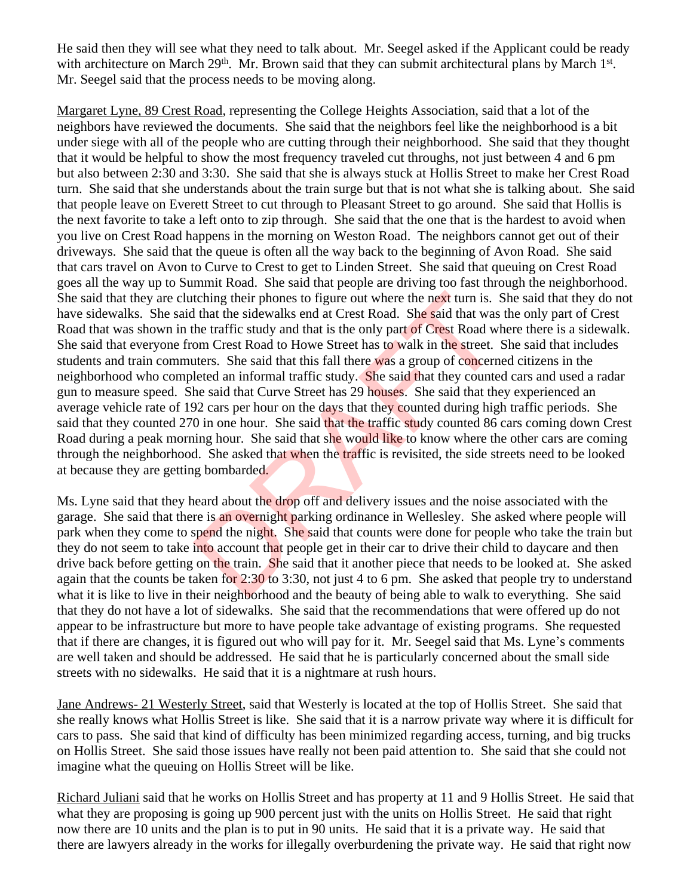He said then they will see what they need to talk about. Mr. Seegel asked if the Applicant could be ready with architecture on March 29th. Mr. Brown said that they can submit architectural plans by March 1st. Mr. Seegel said that the process needs to be moving along.

Margaret Lyne, 89 Crest Road, representing the College Heights Association, said that a lot of the neighbors have reviewed the documents. She said that the neighbors feel like the neighborhood is a bit under siege with all of the people who are cutting through their neighborhood. She said that they thought that it would be helpful to show the most frequency traveled cut throughs, not just between 4 and 6 pm but also between 2:30 and 3:30. She said that she is always stuck at Hollis Street to make her Crest Road turn. She said that she understands about the train surge but that is not what she is talking about. She said that people leave on Everett Street to cut through to Pleasant Street to go around. She said that Hollis is the next favorite to take a left onto to zip through. She said that the one that is the hardest to avoid when you live on Crest Road happens in the morning on Weston Road. The neighbors cannot get out of their driveways. She said that the queue is often all the way back to the beginning of Avon Road. She said that cars travel on Avon to Curve to Crest to get to Linden Street. She said that queuing on Crest Road goes all the way up to Summit Road. She said that people are driving too fast through the neighborhood. She said that they are clutching their phones to figure out where the next turn is. She said that they do not have sidewalks. She said that the sidewalks end at Crest Road. She said that was the only part of Crest Road that was shown in the traffic study and that is the only part of Crest Road where there is a sidewalk. She said that everyone from Crest Road to Howe Street has to walk in the street. She said that includes students and train commuters. She said that this fall there was a group of concerned citizens in the neighborhood who completed an informal traffic study. She said that they counted cars and used a radar gun to measure speed. She said that Curve Street has 29 houses. She said that they experienced an average vehicle rate of 192 cars per hour on the days that they counted during high traffic periods. She said that they counted 270 in one hour. She said that the traffic study counted 86 cars coming down Crest Road during a peak morning hour. She said that she would like to know where the other cars are coming through the neighborhood. She asked that when the traffic is revisited, the side streets need to be looked at because they are getting bombarded.

Ms. Lyne said that they heard about the drop off and delivery issues and the noise associated with the garage. She said that there is an overnight parking ordinance in Wellesley. She asked where people will park when they come to spend the night. She said that counts were done for people who take the train but they do not seem to take into account that people get in their car to drive their child to daycare and then drive back before getting on the train. She said that it another piece that needs to be looked at. She asked again that the counts be taken for 2:30 to 3:30, not just 4 to 6 pm. She asked that people try to understand what it is like to live in their neighborhood and the beauty of being able to walk to everything. She said that they do not have a lot of sidewalks. She said that the recommendations that were offered up do not appear to be infrastructure but more to have people take advantage of existing programs. She requested that if there are changes, it is figured out who will pay for it. Mr. Seegel said that Ms. Lyne's comments are well taken and should be addressed. He said that he is particularly concerned about the small side streets with no sidewalks. He said that it is a nightmare at rush hours.

Jane Andrews- 21 Westerly Street, said that Westerly is located at the top of Hollis Street. She said that she really knows what Hollis Street is like. She said that it is a narrow private way where it is difficult for cars to pass. She said that kind of difficulty has been minimized regarding access, turning, and big trucks on Hollis Street. She said those issues have really not been paid attention to. She said that she could not imagine what the queuing on Hollis Street will be like.

Richard Juliani said that he works on Hollis Street and has property at 11 and 9 Hollis Street. He said that what they are proposing is going up 900 percent just with the units on Hollis Street. He said that right now there are 10 units and the plan is to put in 90 units. He said that it is a private way. He said that there are lawyers already in the works for illegally overburdening the private way. He said that right now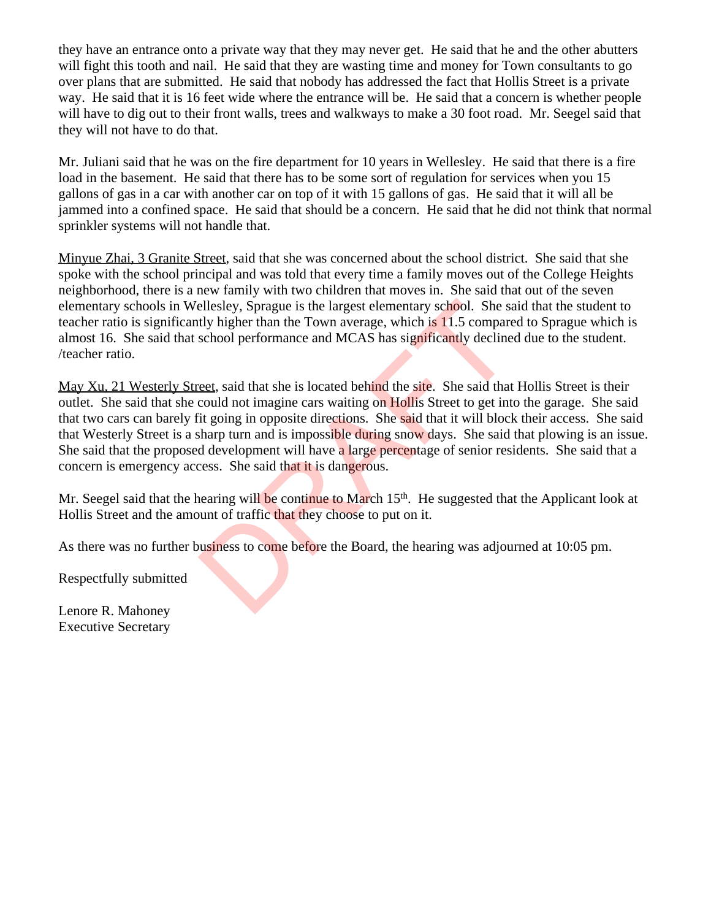they have an entrance onto a private way that they may never get. He said that he and the other abutters will fight this tooth and nail. He said that they are wasting time and money for Town consultants to go over plans that are submitted. He said that nobody has addressed the fact that Hollis Street is a private way. He said that it is 16 feet wide where the entrance will be. He said that a concern is whether people will have to dig out to their front walls, trees and walkways to make a 30 foot road. Mr. Seegel said that they will not have to do that.

Mr. Juliani said that he was on the fire department for 10 years in Wellesley. He said that there is a fire load in the basement. He said that there has to be some sort of regulation for services when you 15 gallons of gas in a car with another car on top of it with 15 gallons of gas. He said that it will all be jammed into a confined space. He said that should be a concern. He said that he did not think that normal sprinkler systems will not handle that.

<u>Minyue Zhai, 3 Granite Street</u>, said that she was concerned about the school district. She said that she spoke with the school principal and was told that every time a family moves out of the College Heights neighborhood, there is a new family with two children that moves in. She said that out of the seven elementary schools in Wellesley, Sprague is the largest elementary school. She said that the student to teacher ratio is significantly higher than the Town average, which is 11.5 compared to Sprague which is almost 16. She said that school performance and MCAS has significantly declined due to the student. /teacher ratio.

<u>May Xu, 21 Westerly Street</u>, said that she is located behind the site. She said that Hollis Street is their outlet. She said that she could not imagine cars waiting on Hollis Street to get into the garage. She said that two cars can barely fit going in opposite directions. She said that it will block their access. She said that Westerly Street is a sharp turn and is impossible during snow days. She said that plowing is an issue. She said that the proposed development will have a large percentage of senior residents. She said that a concern is emergency access. She said that it is dangerous.

Mr. Seegel said that the hearing will be continue to March 15th. He suggested that the Applicant look at Hollis Street and the amount of traffic that they choose to put on it.

As there was no further business to come before the Board, the hearing was adjourned at 10:05 pm.

Respectfully submitted

Lenore R. Mahoney
Executive Secretary